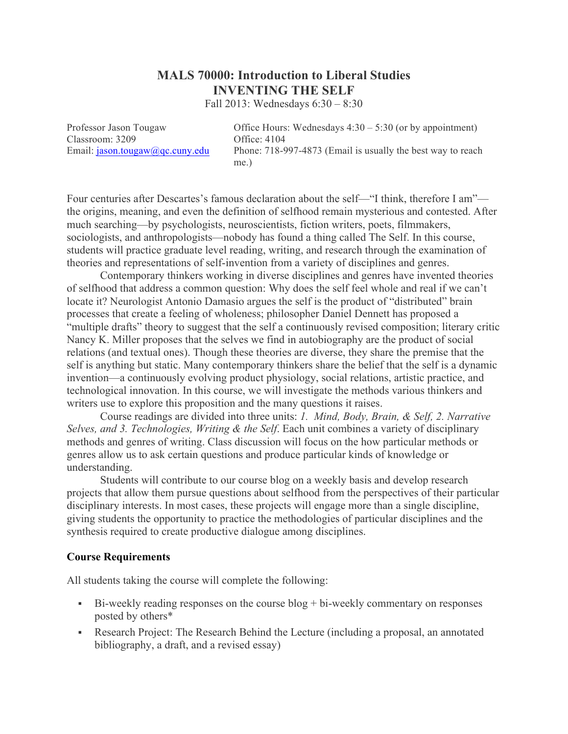# MALS 70000: Introduction to Liberal Studies
## INVENTING THE SELF

Fall 2013: Wednesdays 6:30 – 8:30

Professor Jason Tougaw
Classroom: 3209
Email: jason.tougaw@qc.cuny.edu

Office Hours: Wednesdays 4:30 – 5:30 (or by appointment)
Office: 4104
Phone: 718-997-4873 (Email is usually the best way to reach me.)

Four centuries after Descartes's famous declaration about the self—"I think, therefore I am"—the origins, meaning, and even the definition of selfhood remain mysterious and contested. After much searching—by psychologists, neuroscientists, fiction writers, poets, filmmakers, sociologists, and anthropologists—nobody has found a thing called The Self. In this course, students will practice graduate level reading, writing, and research through the examination of theories and representations of self-invention from a variety of disciplines and genres.

Contemporary thinkers working in diverse disciplines and genres have invented theories of selfhood that address a common question: Why does the self feel whole and real if we can't locate it? Neurologist Antonio Damasio argues the self is the product of "distributed" brain processes that create a feeling of wholeness; philosopher Daniel Dennett has proposed a "multiple drafts" theory to suggest that the self a continuously revised composition; literary critic Nancy K. Miller proposes that the selves we find in autobiography are the product of social relations (and textual ones). Though these theories are diverse, they share the premise that the self is anything but static. Many contemporary thinkers share the belief that the self is a dynamic invention—a continuously evolving product physiology, social relations, artistic practice, and technological innovation. In this course, we will investigate the methods various thinkers and writers use to explore this proposition and the many questions it raises.

Course readings are divided into three units: *1. Mind, Body, Brain, & Self, 2. Narrative Selves, and 3. Technologies, Writing & the Self*. Each unit combines a variety of disciplinary methods and genres of writing. Class discussion will focus on the how particular methods or genres allow us to ask certain questions and produce particular kinds of knowledge or understanding.

Students will contribute to our course blog on a weekly basis and develop research projects that allow them pursue questions about selfhood from the perspectives of their particular disciplinary interests. In most cases, these projects will engage more than a single discipline, giving students the opportunity to practice the methodologies of particular disciplines and the synthesis required to create productive dialogue among disciplines.

### Course Requirements

All students taking the course will complete the following:

- Bi-weekly reading responses on the course blog + bi-weekly commentary on responses posted by others*
- Research Project: The Research Behind the Lecture (including a proposal, an annotated bibliography, a draft, and a revised essay)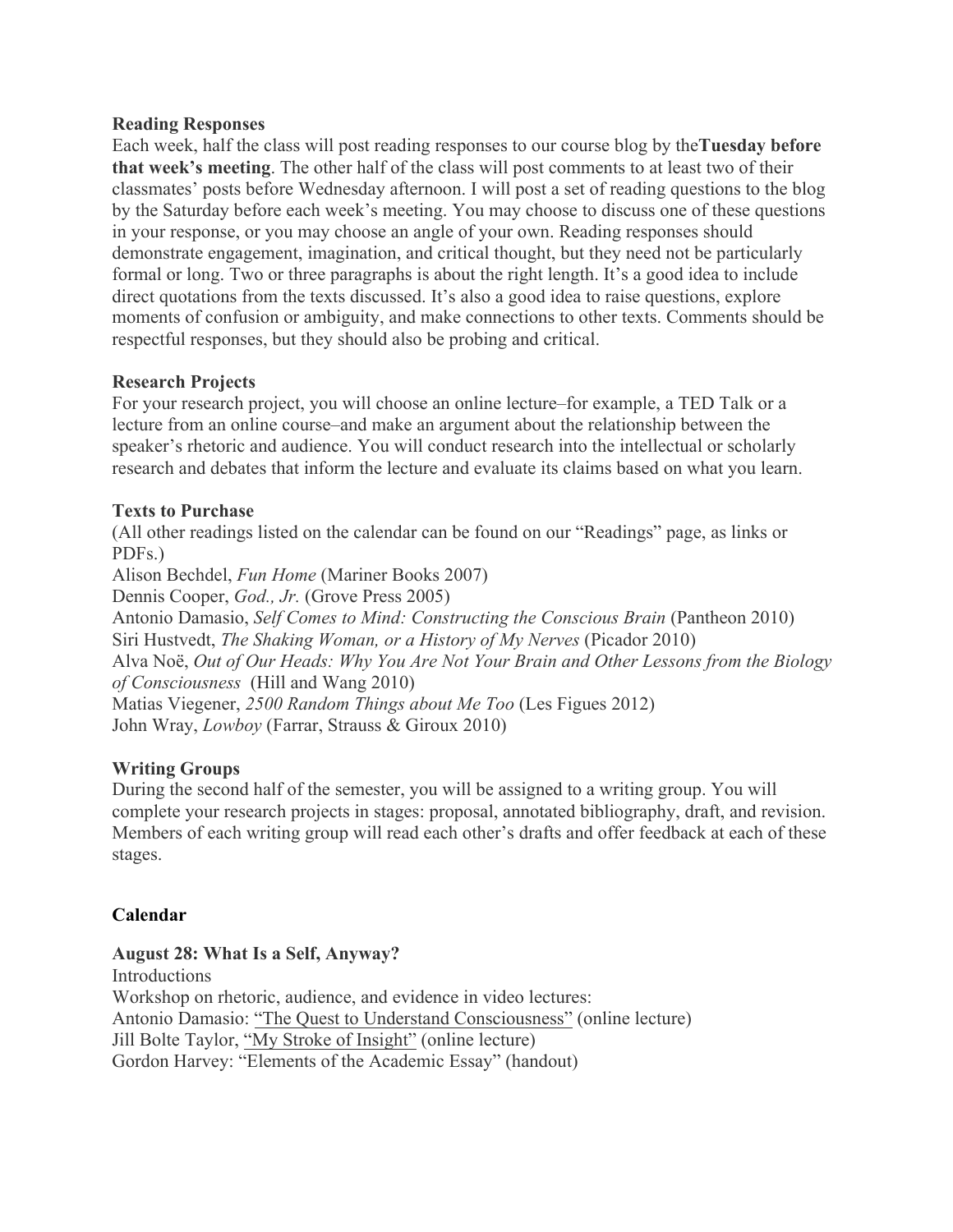**Reading Responses**

Each week, half the class will post reading responses to our course blog by the**Tuesday before that week's meeting**. The other half of the class will post comments to at least two of their classmates' posts before Wednesday afternoon. I will post a set of reading questions to the blog by the Saturday before each week's meeting. You may choose to discuss one of these questions in your response, or you may choose an angle of your own. Reading responses should demonstrate engagement, imagination, and critical thought, but they need not be particularly formal or long. Two or three paragraphs is about the right length. It's a good idea to include direct quotations from the texts discussed. It's also a good idea to raise questions, explore moments of confusion or ambiguity, and make connections to other texts. Comments should be respectful responses, but they should also be probing and critical.

**Research Projects**

For your research project, you will choose an online lecture–for example, a TED Talk or a lecture from an online course–and make an argument about the relationship between the speaker's rhetoric and audience. You will conduct research into the intellectual or scholarly research and debates that inform the lecture and evaluate its claims based on what you learn.

**Texts to Purchase**

(All other readings listed on the calendar can be found on our "Readings" page, as links or PDFs.)

Alison Bechdel, *Fun Home* (Mariner Books 2007)
Dennis Cooper, *God., Jr.* (Grove Press 2005)
Antonio Damasio, *Self Comes to Mind: Constructing the Conscious Brain* (Pantheon 2010)
Siri Hustvedt, *The Shaking Woman, or a History of My Nerves* (Picador 2010)
Alva Noë, *Out of Our Heads: Why You Are Not Your Brain and Other Lessons from the Biology of Consciousness* (Hill and Wang 2010)
Matias Viegener, *2500 Random Things about Me Too* (Les Figues 2012)
John Wray, *Lowboy* (Farrar, Strauss & Giroux 2010)

**Writing Groups**

During the second half of the semester, you will be assigned to a writing group. You will complete your research projects in stages: proposal, annotated bibliography, draft, and revision. Members of each writing group will read each other's drafts and offer feedback at each of these stages.

**Calendar**

**August 28: What Is a Self, Anyway?**

Introductions
Workshop on rhetoric, audience, and evidence in video lectures:
Antonio Damasio: "The Quest to Understand Consciousness" (online lecture)
Jill Bolte Taylor, "My Stroke of Insight" (online lecture)
Gordon Harvey: "Elements of the Academic Essay" (handout)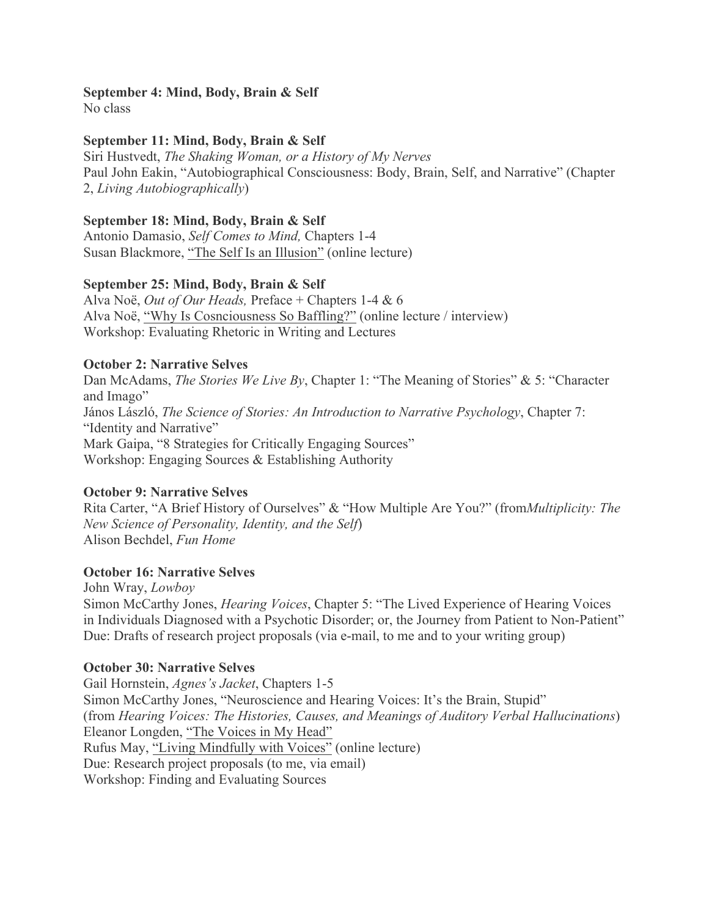**September 4: Mind, Body, Brain & Self**
No class

**September 11: Mind, Body, Brain & Self**
Siri Hustvedt, *The Shaking Woman, or a History of My Nerves*
Paul John Eakin, "Autobiographical Consciousness: Body, Brain, Self, and Narrative" (Chapter 2, *Living Autobiographically*)

**September 18: Mind, Body, Brain & Self**
Antonio Damasio, *Self Comes to Mind,* Chapters 1-4
Susan Blackmore, "The Self Is an Illusion" (online lecture)

**September 25: Mind, Body, Brain & Self**
Alva Noë, *Out of Our Heads,* Preface + Chapters 1-4 & 6
Alva Noë, "Why Is Cosnciousness So Baffling?" (online lecture / interview)
Workshop: Evaluating Rhetoric in Writing and Lectures

**October 2: Narrative Selves**
Dan McAdams, *The Stories We Live By*, Chapter 1: "The Meaning of Stories" & 5: "Character and Imago"
János László, *The Science of Stories: An Introduction to Narrative Psychology*, Chapter 7: "Identity and Narrative"
Mark Gaipa, "8 Strategies for Critically Engaging Sources"
Workshop: Engaging Sources & Establishing Authority

**October 9: Narrative Selves**
Rita Carter, "A Brief History of Ourselves" & "How Multiple Are You?" (from*Multiplicity: The New Science of Personality, Identity, and the Self*)
Alison Bechdel, *Fun Home*

**October 16: Narrative Selves**
John Wray, *Lowboy*
Simon McCarthy Jones, *Hearing Voices*, Chapter 5: "The Lived Experience of Hearing Voices in Individuals Diagnosed with a Psychotic Disorder; or, the Journey from Patient to Non-Patient"
Due: Drafts of research project proposals (via e-mail, to me and to your writing group)

**October 30: Narrative Selves**
Gail Hornstein, *Agnes's Jacket*, Chapters 1-5
Simon McCarthy Jones, "Neuroscience and Hearing Voices: It's the Brain, Stupid" (from *Hearing Voices: The Histories, Causes, and Meanings of Auditory Verbal Hallucinations*)
Eleanor Longden, "The Voices in My Head"
Rufus May, "Living Mindfully with Voices" (online lecture)
Due: Research project proposals (to me, via email)
Workshop: Finding and Evaluating Sources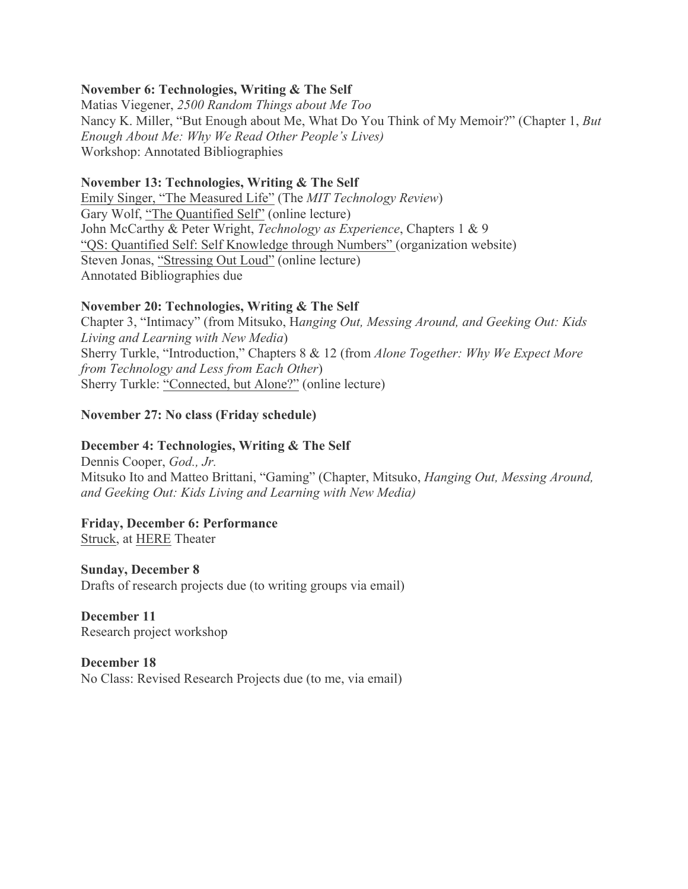**November 6: Technologies, Writing & The Self**
Matias Viegener, *2500 Random Things about Me Too*
Nancy K. Miller, "But Enough about Me, What Do You Think of My Memoir?" (Chapter 1, *But Enough About Me: Why We Read Other People's Lives)*
Workshop: Annotated Bibliographies

**November 13: Technologies, Writing & The Self**
Emily Singer, "The Measured Life" (The *MIT Technology Review*)
Gary Wolf, "The Quantified Self" (online lecture)
John McCarthy & Peter Wright, *Technology as Experience*, Chapters 1 & 9
"QS: Quantified Self: Self Knowledge through Numbers" (organization website)
Steven Jonas, "Stressing Out Loud" (online lecture)
Annotated Bibliographies due

**November 20: Technologies, Writing & The Self**
Chapter 3, "Intimacy" (from Mitsuko, H*anging Out, Messing Around, and Geeking Out: Kids Living and Learning with New Media*)
Sherry Turkle, "Introduction," Chapters 8 & 12 (from *Alone Together: Why We Expect More from Technology and Less from Each Other*)
Sherry Turkle: "Connected, but Alone?" (online lecture)

**November 27: No class (Friday schedule)**

**December 4: Technologies, Writing & The Self**
Dennis Cooper, *God., Jr.*
Mitsuko Ito and Matteo Brittani, "Gaming" (Chapter, Mitsuko, *Hanging Out, Messing Around, and Geeking Out: Kids Living and Learning with New Media)*

**Friday, December 6: Performance**
Struck, at HERE Theater

**Sunday, December 8**
Drafts of research projects due (to writing groups via email)

**December 11**
Research project workshop

**December 18**
No Class: Revised Research Projects due (to me, via email)